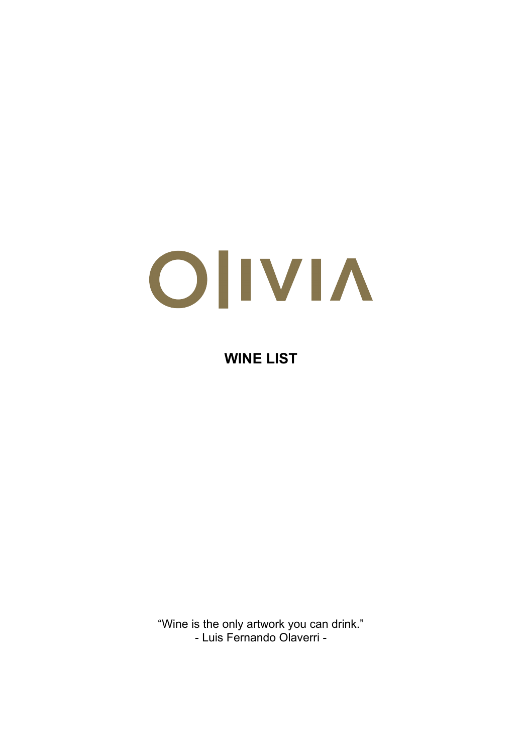# OLIVIA

## WINE LIST

"Wine is the only artwork you can drink."
- Luis Fernando Olaverri -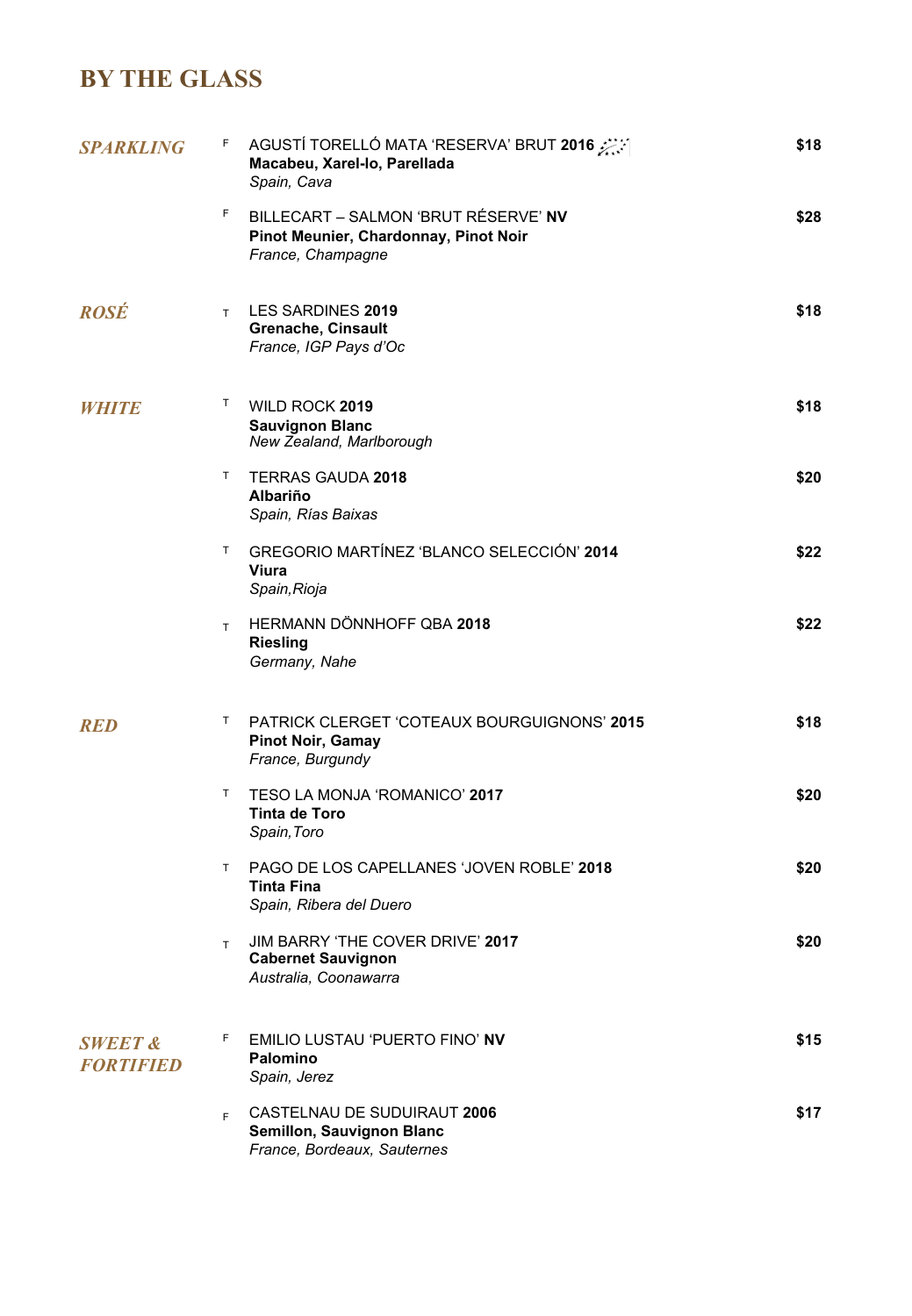# BY THE GLASS

## *SPARKLING*

F AGUSTÍ TORELLÓ MATA 'RESERVA' BRUT **2016**
**Macabeu, Xarel-lo, Parellada**
*Spain, Cava*
**$18**

F BILLECART – SALMON 'BRUT RÉSERVE' **NV**
**Pinot Meunier, Chardonnay, Pinot Noir**
*France, Champagne*
**$28**

## *ROSÉ*

T LES SARDINES **2019**
**Grenache, Cinsault**
*France, IGP Pays d'Oc*
**$18**

## *WHITE*

T WILD ROCK **2019**
**Sauvignon Blanc**
*New Zealand, Marlborough*
**$18**

T TERRAS GAUDA **2018**
**Albariño**
*Spain, Rías Baixas*
**$20**

T GREGORIO MARTÍNEZ 'BLANCO SELECCIÓN' **2014**
**Viura**
*Spain,Rioja*
**$22**

T HERMANN DÖNNHOFF QBA **2018**
**Riesling**
*Germany, Nahe*
**$22**

## *RED*

T PATRICK CLERGET 'COTEAUX BOURGUIGNONS' **2015**
**Pinot Noir, Gamay**
*France, Burgundy*
**$18**

T TESO LA MONJA 'ROMANICO' **2017**
**Tinta de Toro**
*Spain,Toro*
**$20**

T PAGO DE LOS CAPELLANES 'JOVEN ROBLE' **2018**
**Tinta Fina**
*Spain, Ribera del Duero*
**$20**

T JIM BARRY 'THE COVER DRIVE' **2017**
**Cabernet Sauvignon**
*Australia, Coonawarra*
**$20**

## *SWEET & FORTIFIED*

F EMILIO LUSTAU 'PUERTO FINO' **NV**
**Palomino**
*Spain, Jerez*
**$15**

F CASTELNAU DE SUDUIRAUT **2006**
**Semillon, Sauvignon Blanc**
*France, Bordeaux, Sauternes*
**$17**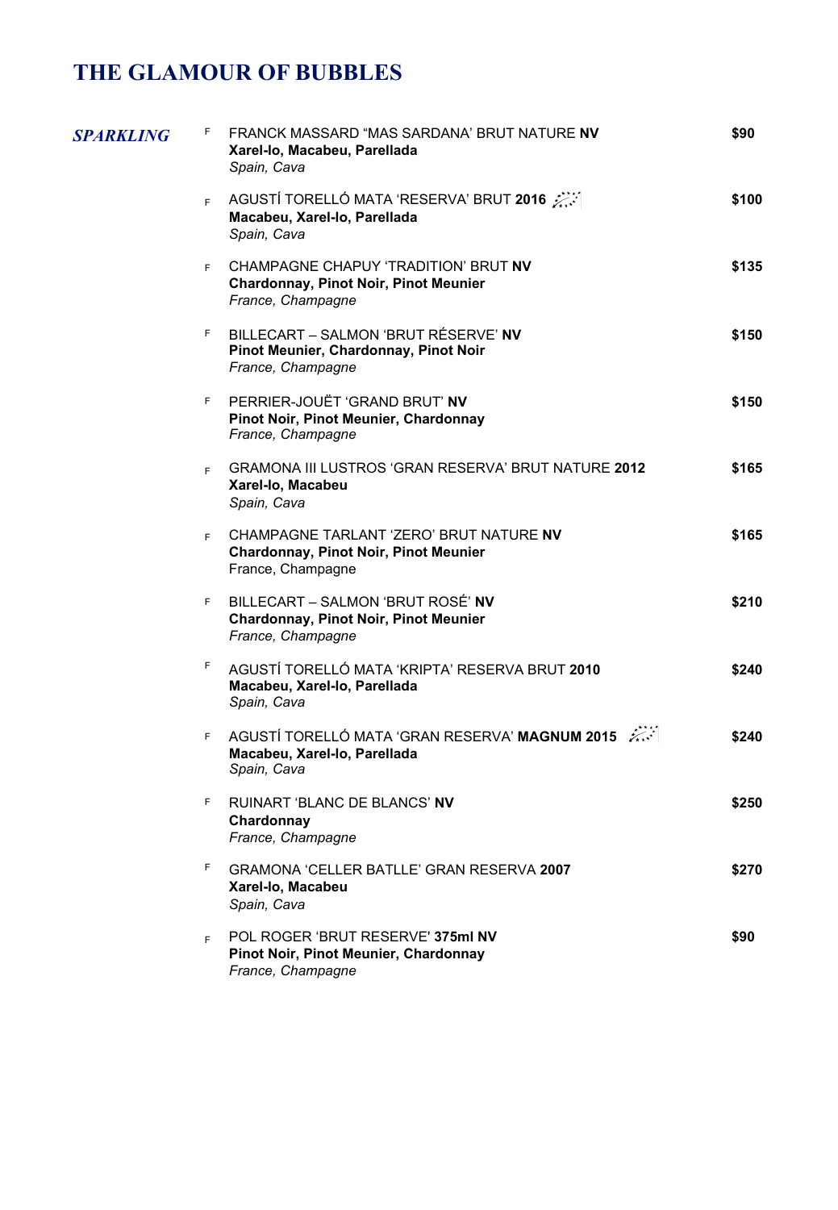# THE GLAMOUR OF BUBBLES

## *SPARKLING*

F FRANCK MASSARD "MAS SARDANA' BRUT NATURE **NV** — **$90**
**Xarel-lo, Macabeu, Parellada**
*Spain, Cava*

F AGUSTÍ TORELLÓ MATA 'RESERVA' BRUT **2016** — **$100**
**Macabeu, Xarel-lo, Parellada**
*Spain, Cava*

F CHAMPAGNE CHAPUY 'TRADITION' BRUT **NV** — **$135**
**Chardonnay, Pinot Noir, Pinot Meunier**
*France, Champagne*

F BILLECART – SALMON 'BRUT RÉSERVE' **NV** — **$150**
**Pinot Meunier, Chardonnay, Pinot Noir**
*France, Champagne*

F PERRIER-JOUËT 'GRAND BRUT' **NV** — **$150**
**Pinot Noir, Pinot Meunier, Chardonnay**
*France, Champagne*

F GRAMONA III LUSTROS 'GRAN RESERVA' BRUT NATURE **2012** — **$165**
**Xarel-lo, Macabeu**
*Spain, Cava*

F CHAMPAGNE TARLANT 'ZERO' BRUT NATURE **NV** — **$165**
**Chardonnay, Pinot Noir, Pinot Meunier**
France, Champagne

F BILLECART – SALMON 'BRUT ROSÉ' **NV** — **$210**
**Chardonnay, Pinot Noir, Pinot Meunier**
*France, Champagne*

F AGUSTÍ TORELLÓ MATA 'KRIPTA' RESERVA BRUT **2010** — **$240**
**Macabeu, Xarel-lo, Parellada**
*Spain, Cava*

F AGUSTÍ TORELLÓ MATA 'GRAN RESERVA' **MAGNUM 2015** — **$240**
**Macabeu, Xarel-lo, Parellada**
*Spain, Cava*

F RUINART 'BLANC DE BLANCS' **NV** — **$250**
**Chardonnay**
*France, Champagne*

F GRAMONA 'CELLER BATLLE' GRAN RESERVA **2007** — **$270**
**Xarel-lo, Macabeu**
*Spain, Cava*

F POL ROGER 'BRUT RESERVE' **375ml NV** — **$90**
**Pinot Noir, Pinot Meunier, Chardonnay**
*France, Champagne*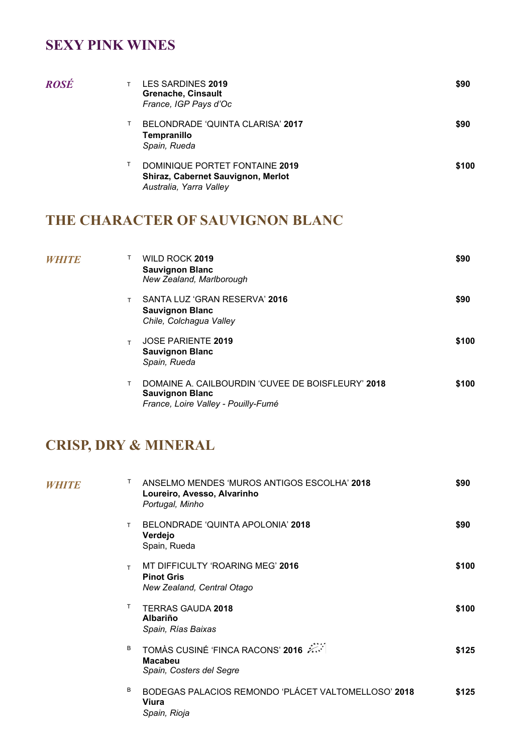## SEXY PINK WINES

***ROSÉ***

T LES SARDINES **2019** **$90**
**Grenache, Cinsault**
*France, IGP Pays d'Oc*

T BELONDRADE 'QUINTA CLARISA' **2017** **$90**
**Tempranillo**
*Spain, Rueda*

T DOMINIQUE PORTET FONTAINE **2019** **$100**
**Shiraz, Cabernet Sauvignon, Merlot**
*Australia, Yarra Valley*

## THE CHARACTER OF SAUVIGNON BLANC

***WHITE***

T WILD ROCK **2019** **$90**
**Sauvignon Blanc**
*New Zealand, Marlborough*

T SANTA LUZ 'GRAN RESERVA' **2016** **$90**
**Sauvignon Blanc**
*Chile, Colchagua Valley*

T JOSE PARIENTE **2019** **$100**
**Sauvignon Blanc**
*Spain, Rueda*

T DOMAINE A. CAILBOURDIN 'CUVEE DE BOISFLEURY' **2018** **$100**
**Sauvignon Blanc**
*France, Loire Valley - Pouilly-Fumé*

## CRISP, DRY & MINERAL

***WHITE***

T ANSELMO MENDES 'MUROS ANTIGOS ESCOLHA' **2018** **$90**
**Loureiro, Avesso, Alvarinho**
*Portugal, Minho*

T BELONDRADE 'QUINTA APOLONIA' **2018** **$90**
**Verdejo**
Spain, Rueda

T MT DIFFICULTY 'ROARING MEG' **2016** **$100**
**Pinot Gris**
*New Zealand, Central Otago*

T TERRAS GAUDA **2018** **$100**
**Albariño**
*Spain, Rías Baixas*

B TOMÀS CUSINÉ 'FINCA RACONS' **2016** **$125**
**Macabeu**
*Spain, Costers del Segre*

B BODEGAS PALACIOS REMONDO 'PLÁCET VALTOMELLOSO' **2018** **$125**
**Viura**
*Spain, Rioja*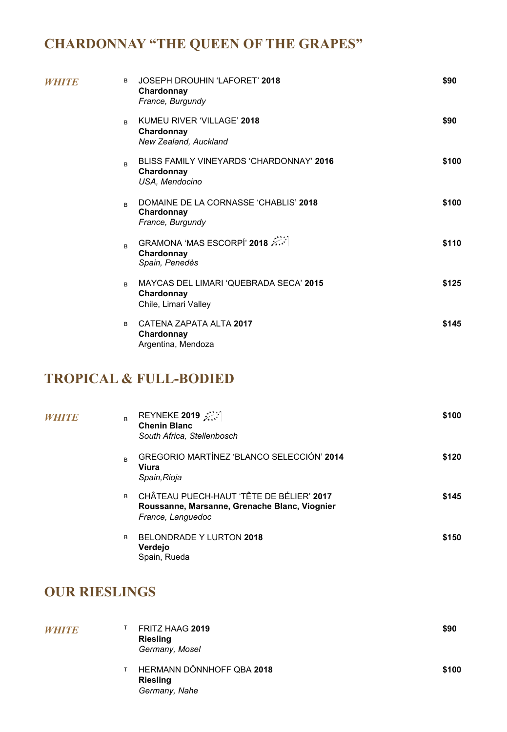## CHARDONNAY "THE QUEEN OF THE GRAPES"

| | | | |
|---|---|---|---|
| *WHITE* | B | JOSEPH DROUHIN 'LAFORET' **2018**<br>**Chardonnay**<br>*France, Burgundy* | **$90** |
| | B | KUMEU RIVER 'VILLAGE' **2018**<br>**Chardonnay**<br>*New Zealand, Auckland* | **$90** |
| | B | BLISS FAMILY VINEYARDS 'CHARDONNAY' **2016**<br>**Chardonnay**<br>*USA, Mendocino* | **$100** |
| | B | DOMAINE DE LA CORNASSE 'CHABLIS' **2018**<br>**Chardonnay**<br>*France, Burgundy* | **$100** |
| | B | GRAMONA 'MAS ESCORPÍ' **2018**<br>**Chardonnay**<br>*Spain, Penedès* | **$110** |
| | B | MAYCAS DEL LIMARI 'QUEBRADA SECA' **2015**<br>**Chardonnay**<br>Chile, Limari Valley | **$125** |
| | B | CATENA ZAPATA ALTA **2017**<br>**Chardonnay**<br>Argentina, Mendoza | **$145** |

## TROPICAL & FULL-BODIED

| | | | |
|---|---|---|---|
| *WHITE* | B | REYNEKE **2019**<br>**Chenin Blanc**<br>*South Africa, Stellenbosch* | **$100** |
| | B | GREGORIO MARTÍNEZ 'BLANCO SELECCIÓN' **2014**<br>**Viura**<br>*Spain,Rioja* | **$120** |
| | B | CHÂTEAU PUECH-HAUT 'TÊTE DE BÉLIER' **2017**<br>**Roussanne, Marsanne, Grenache Blanc, Viognier**<br>*France, Languedoc* | **$145** |
| | B | BELONDRADE Y LURTON **2018**<br>**Verdejo**<br>Spain, Rueda | **$150** |

## OUR RIESLINGS

| | | | |
|---|---|---|---|
| *WHITE* | T | FRITZ HAAG **2019**<br>**Riesling**<br>*Germany, Mosel* | **$90** |
| | T | HERMANN DÖNNHOFF QBA **2018**<br>**Riesling**<br>*Germany, Nahe* | **$100** |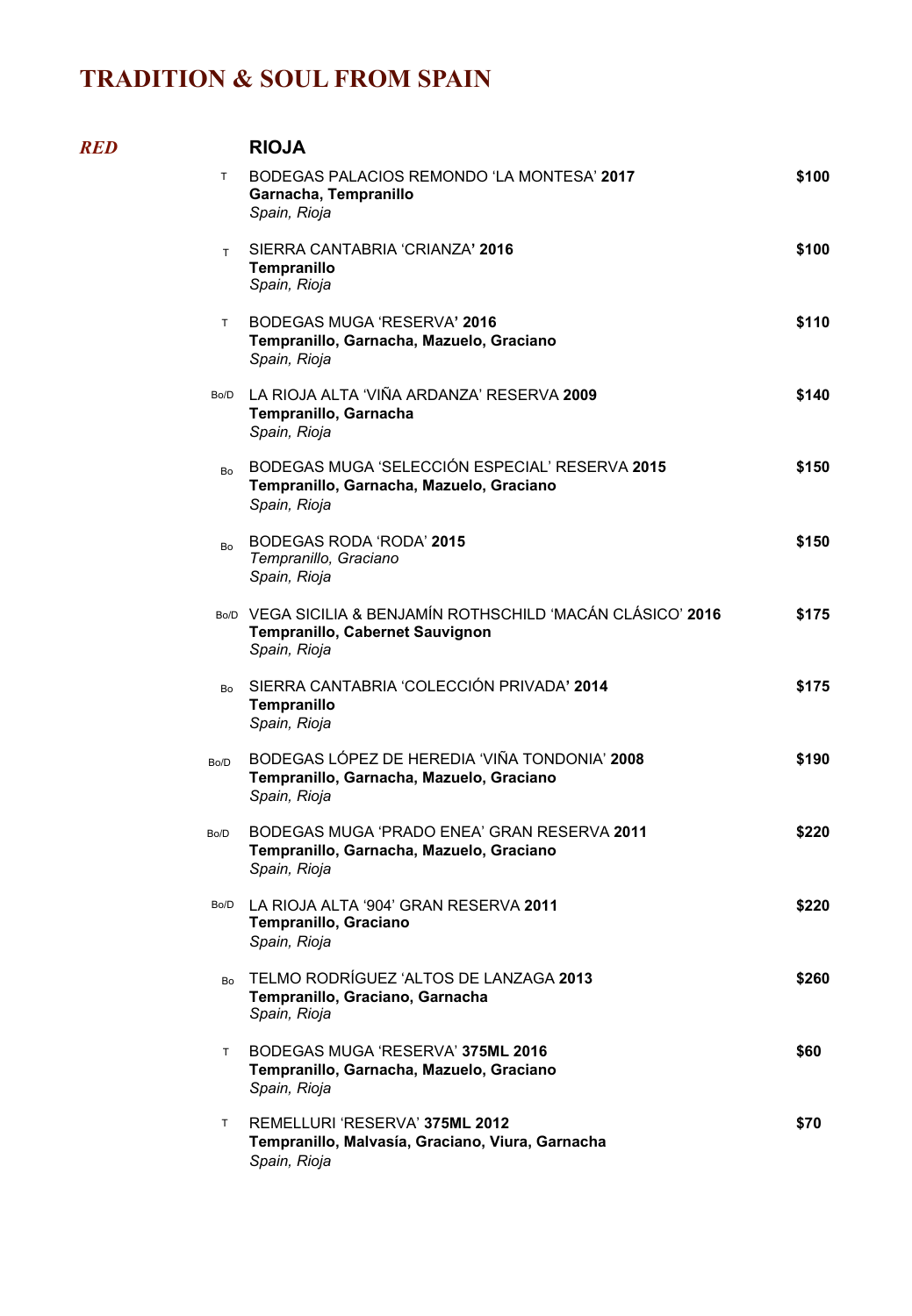# TRADITION & SOUL FROM SPAIN

***RED***

## RIOJA

T BODEGAS PALACIOS REMONDO 'LA MONTESA' **2017** — **$100**
**Garnacha, Tempranillo**
*Spain, Rioja*

T SIERRA CANTABRIA 'CRIANZA' **2016** — **$100**
**Tempranillo**
*Spain, Rioja*

T BODEGAS MUGA 'RESERVA' **2016** — **$110**
**Tempranillo, Garnacha, Mazuelo, Graciano**
*Spain, Rioja*

Bo/D LA RIOJA ALTA 'VIÑA ARDANZA' RESERVA **2009** — **$140**
**Tempranillo, Garnacha**
*Spain, Rioja*

Bo BODEGAS MUGA 'SELECCIÓN ESPECIAL' RESERVA **2015** — **$150**
**Tempranillo, Garnacha, Mazuelo, Graciano**
*Spain, Rioja*

Bo BODEGAS RODA 'RODA' **2015** — **$150**
*Tempranillo, Graciano*
*Spain, Rioja*

Bo/D VEGA SICILIA & BENJAMÍN ROTHSCHILD 'MACÁN CLÁSICO' **2016** — **$175**
**Tempranillo, Cabernet Sauvignon**
*Spain, Rioja*

Bo SIERRA CANTABRIA 'COLECCIÓN PRIVADA' **2014** — **$175**
**Tempranillo**
*Spain, Rioja*

Bo/D BODEGAS LÓPEZ DE HEREDIA 'VIÑA TONDONIA' **2008** — **$190**
**Tempranillo, Garnacha, Mazuelo, Graciano**
*Spain, Rioja*

Bo/D BODEGAS MUGA 'PRADO ENEA' GRAN RESERVA **2011** — **$220**
**Tempranillo, Garnacha, Mazuelo, Graciano**
*Spain, Rioja*

Bo/D LA RIOJA ALTA '904' GRAN RESERVA **2011** — **$220**
**Tempranillo, Graciano**
*Spain, Rioja*

Bo TELMO RODRÍGUEZ 'ALTOS DE LANZAGA **2013** — **$260**
**Tempranillo, Graciano, Garnacha**
*Spain, Rioja*

T BODEGAS MUGA 'RESERVA' **375ML 2016** — **$60**
**Tempranillo, Garnacha, Mazuelo, Graciano**
*Spain, Rioja*

T REMELLURI 'RESERVA' **375ML 2012** — **$70**
**Tempranillo, Malvasía, Graciano, Viura, Garnacha**
*Spain, Rioja*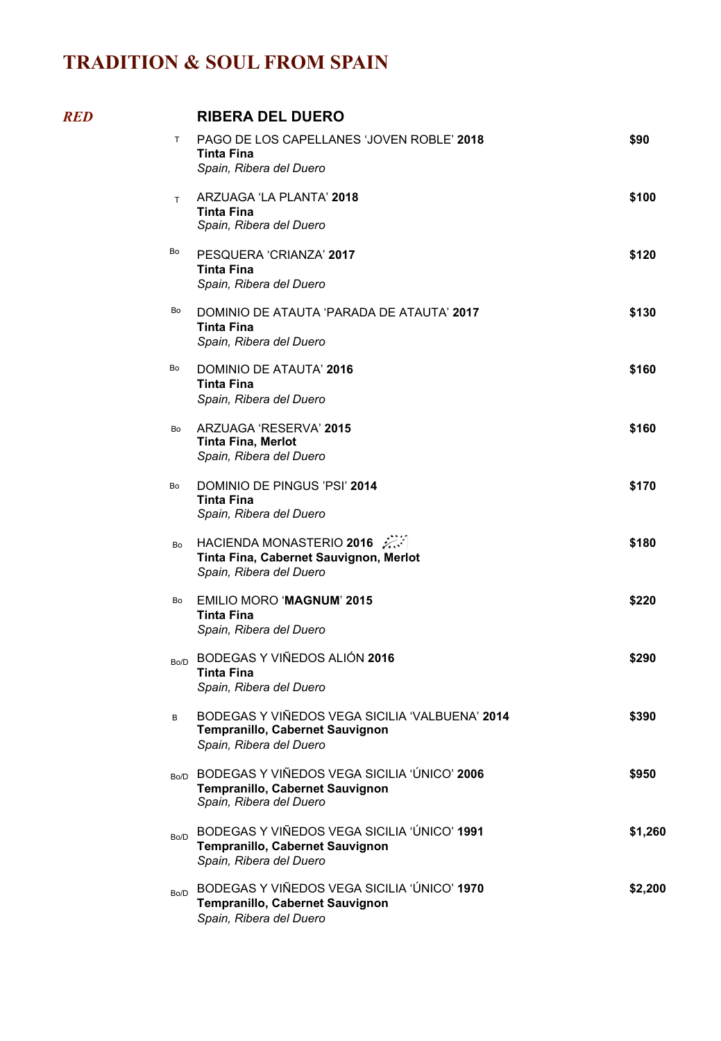# TRADITION & SOUL FROM SPAIN

***RED***

## RIBERA DEL DUERO

| | Wine | Price |
|---|---|---|
| T | PAGO DE LOS CAPELLANES ‘JOVEN ROBLE’ **2018**<br>**Tinta Fina**<br>*Spain, Ribera del Duero* | **$90** |
| T | ARZUAGA ‘LA PLANTA’ **2018**<br>**Tinta Fina**<br>*Spain, Ribera del Duero* | **$100** |
| Bo | PESQUERA ‘CRIANZA’ **2017**<br>**Tinta Fina**<br>*Spain, Ribera del Duero* | **$120** |
| Bo | DOMINIO DE ATAUTA ‘PARADA DE ATAUTA’ **2017**<br>**Tinta Fina**<br>*Spain, Ribera del Duero* | **$130** |
| Bo | DOMINIO DE ATAUTA’ **2016**<br>**Tinta Fina**<br>*Spain, Ribera del Duero* | **$160** |
| Bo | ARZUAGA ‘RESERVA’ **2015**<br>**Tinta Fina, Merlot**<br>*Spain, Ribera del Duero* | **$160** |
| Bo | DOMINIO DE PINGUS ’PSI’ **2014**<br>**Tinta Fina**<br>*Spain, Ribera del Duero* | **$170** |
| Bo | HACIENDA MONASTERIO **2016**<br>**Tinta Fina, Cabernet Sauvignon, Merlot**<br>*Spain, Ribera del Duero* | **$180** |
| Bo | EMILIO MORO ‘**MAGNUM**’ **2015**<br>**Tinta Fina**<br>*Spain, Ribera del Duero* | **$220** |
| Bo/D | BODEGAS Y VIÑEDOS ALIÓN **2016**<br>**Tinta Fina**<br>*Spain, Ribera del Duero* | **$290** |
| B | BODEGAS Y VIÑEDOS VEGA SICILIA ‘VALBUENA’ **2014**<br>**Tempranillo, Cabernet Sauvignon**<br>*Spain, Ribera del Duero* | **$390** |
| Bo/D | BODEGAS Y VIÑEDOS VEGA SICILIA ‘ÚNICO’ **2006**<br>**Tempranillo, Cabernet Sauvignon**<br>*Spain, Ribera del Duero* | **$950** |
| Bo/D | BODEGAS Y VIÑEDOS VEGA SICILIA ‘ÚNICO’ **1991**<br>**Tempranillo, Cabernet Sauvignon**<br>*Spain, Ribera del Duero* | **$1,260** |
| Bo/D | BODEGAS Y VIÑEDOS VEGA SICILIA ‘ÚNICO’ **1970**<br>**Tempranillo, Cabernet Sauvignon**<br>*Spain, Ribera del Duero* | **$2,200** |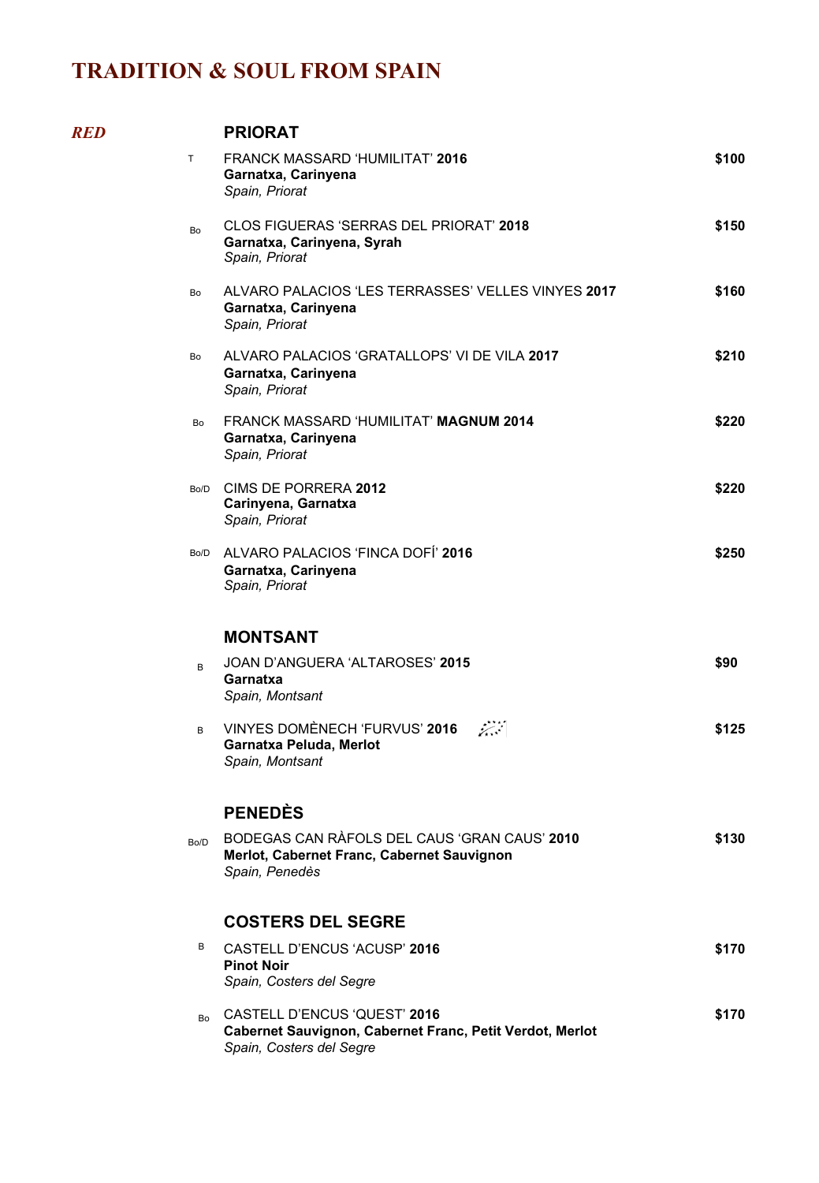# TRADITION & SOUL FROM SPAIN

***RED***

## PRIORAT

T — FRANCK MASSARD 'HUMILITAT' **2016** — **$100**
**Garnatxa, Carinyena**
*Spain, Priorat*

Bo — CLOS FIGUERAS 'SERRAS DEL PRIORAT' **2018** — **$150**
**Garnatxa, Carinyena, Syrah**
*Spain, Priorat*

Bo — ALVARO PALACIOS 'LES TERRASSES' VELLES VINYES **2017** — **$160**
**Garnatxa, Carinyena**
*Spain, Priorat*

Bo — ALVARO PALACIOS 'GRATALLOPS' VI DE VILA **2017** — **$210**
**Garnatxa, Carinyena**
*Spain, Priorat*

Bo — FRANCK MASSARD 'HUMILITAT' **MAGNUM 2014** — **$220**
**Garnatxa, Carinyena**
*Spain, Priorat*

Bo/D — CIMS DE PORRERA **2012** — **$220**
**Carinyena, Garnatxa**
*Spain, Priorat*

Bo/D — ALVARO PALACIOS 'FINCA DOFÍ' **2016** — **$250**
**Garnatxa, Carinyena**
*Spain, Priorat*

## MONTSANT

B — JOAN D'ANGUERA 'ALTAROSES' **2015** — **$90**
**Garnatxa**
*Spain, Montsant*

B — VINYES DOMÈNECH 'FURVUS' **2016** — **$125**
**Garnatxa Peluda, Merlot**
*Spain, Montsant*

## PENEDÈS

Bo/D — BODEGAS CAN RÀFOLS DEL CAUS 'GRAN CAUS' **2010** — **$130**
**Merlot, Cabernet Franc, Cabernet Sauvignon**
*Spain, Penedès*

## COSTERS DEL SEGRE

B — CASTELL D'ENCUS 'ACUSP' **2016** — **$170**
**Pinot Noir**
*Spain, Costers del Segre*

Bo — CASTELL D'ENCUS 'QUEST' **2016** — **$170**
**Cabernet Sauvignon, Cabernet Franc, Petit Verdot, Merlot**
*Spain, Costers del Segre*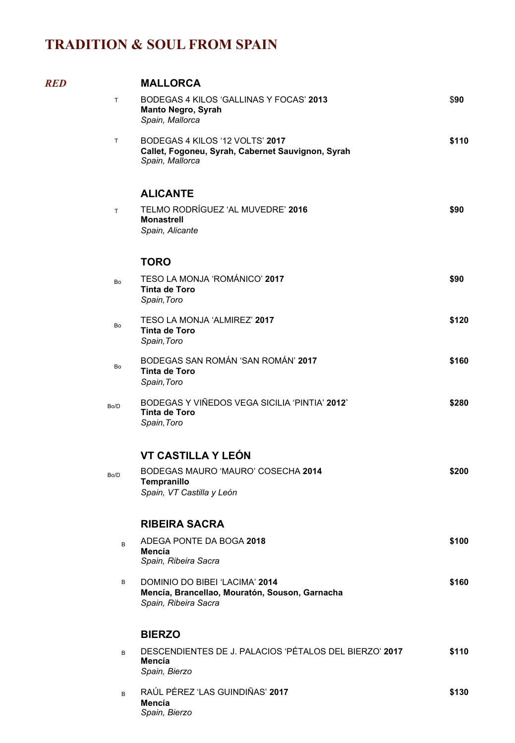# TRADITION & SOUL FROM SPAIN

***RED***

## MALLORCA

T — BODEGAS 4 KILOS 'GALLINAS Y FOCAS' **2013** — $**90**
**Manto Negro, Syrah**
*Spain, Mallorca*

T — BODEGAS 4 KILOS '12 VOLTS' **2017** — **$110**
**Callet, Fogoneu, Syrah, Cabernet Sauvignon, Syrah**
*Spain, Mallorca*

## ALICANTE

T — TELMO RODRÍGUEZ 'AL MUVEDRE' **2016** — **$90**
**Monastrell**
*Spain, Alicante*

## TORO

Bo — TESO LA MONJA 'ROMÁNICO' **2017** — **$90**
**Tinta de Toro**
*Spain,Toro*

Bo — TESO LA MONJA 'ALMIREZ' **2017** — **$120**
**Tinta de Toro**
*Spain,Toro*

Bo — BODEGAS SAN ROMÁN 'SAN ROMÁN' **2017** — **$160**
**Tinta de Toro**
*Spain,Toro*

Bo/D — BODEGAS Y VIÑEDOS VEGA SICILIA 'PINTIA' **2012`** — **$280**
**Tinta de Toro**
*Spain,Toro*

## VT CASTILLA Y LEÓN

Bo/D — BODEGAS MAURO 'MAURO' COSECHA **2014** — **$200**
**Tempranillo**
*Spain, VT Castilla y León*

## RIBEIRA SACRA

B — ADEGA PONTE DA BOGA **2018** — **$100**
**Mencía**
*Spain, Ribeira Sacra*

B — DOMINIO DO BIBEI 'LACIMA' **2014** — **$160**
**Mencía, Brancellao, Mouratón, Souson, Garnacha**
*Spain, Ribeira Sacra*

## BIERZO

B — DESCENDIENTES DE J. PALACIOS 'PÉTALOS DEL BIERZO' **2017** — **$110**
**Mencía**
*Spain, Bierzo*

B — RAÚL PÉREZ 'LAS GUINDIÑAS' **2017** — **$130**
**Mencía**
*Spain, Bierzo*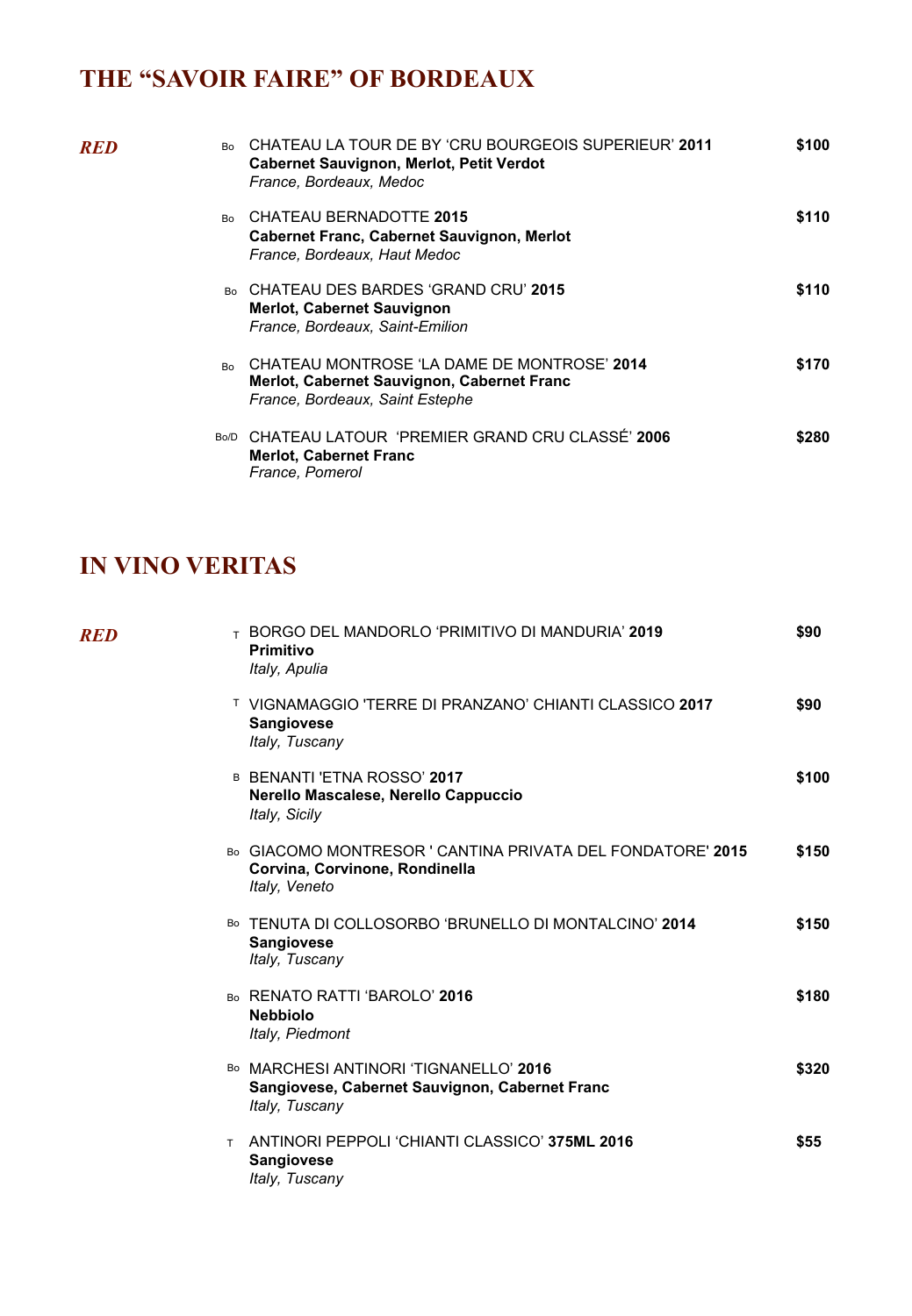## THE “SAVOIR FAIRE” OF BORDEAUX

***RED***

Bo CHATEAU LA TOUR DE BY ‘CRU BOURGEOIS SUPERIEUR’ **2011** — **$100**
**Cabernet Sauvignon, Merlot, Petit Verdot**
*France, Bordeaux, Medoc*

Bo CHATEAU BERNADOTTE **2015** — **$110**
**Cabernet Franc, Cabernet Sauvignon, Merlot**
*France, Bordeaux, Haut Medoc*

Bo CHATEAU DES BARDES ‘GRAND CRU’ **2015** — **$110**
**Merlot, Cabernet Sauvignon**
*France, Bordeaux, Saint-Emilion*

Bo CHATEAU MONTROSE ‘LA DAME DE MONTROSE’ **2014** — **$170**
**Merlot, Cabernet Sauvignon, Cabernet Franc**
*France, Bordeaux, Saint Estephe*

Bo/D CHATEAU LATOUR ‘PREMIER GRAND CRU CLASSÉ’ **2006** — **$280**
**Merlot, Cabernet Franc**
*France, Pomerol*

## IN VINO VERITAS

***RED***

T BORGO DEL MANDORLO ‘PRIMITIVO DI MANDURIA’ **2019** — **$90**
**Primitivo**
*Italy, Apulia*

T VIGNAMAGGIO 'TERRE DI PRANZANO’ CHIANTI CLASSICO **2017** — **$90**
**Sangiovese**
*Italy, Tuscany*

B BENANTI 'ETNA ROSSO’ **2017** — **$100**
**Nerello Mascalese, Nerello Cappuccio**
*Italy, Sicily*

Bo GIACOMO MONTRESOR ' CANTINA PRIVATA DEL FONDATORE' **2015** — **$150**
**Corvina, Corvinone, Rondinella**
*Italy, Veneto*

Bo TENUTA DI COLLOSORBO ‘BRUNELLO DI MONTALCINO’ **2014** — **$150**
**Sangiovese**
*Italy, Tuscany*

Bo RENATO RATTI ‘BAROLO’ **2016** — **$180**
**Nebbiolo**
*Italy, Piedmont*

Bo MARCHESI ANTINORI ‘TIGNANELLO’ **2016** — **$320**
**Sangiovese, Cabernet Sauvignon, Cabernet Franc**
*Italy, Tuscany*

T ANTINORI PEPPOLI ‘CHIANTI CLASSICO’ **375ML 2016** — **$55**
**Sangiovese**
*Italy, Tuscany*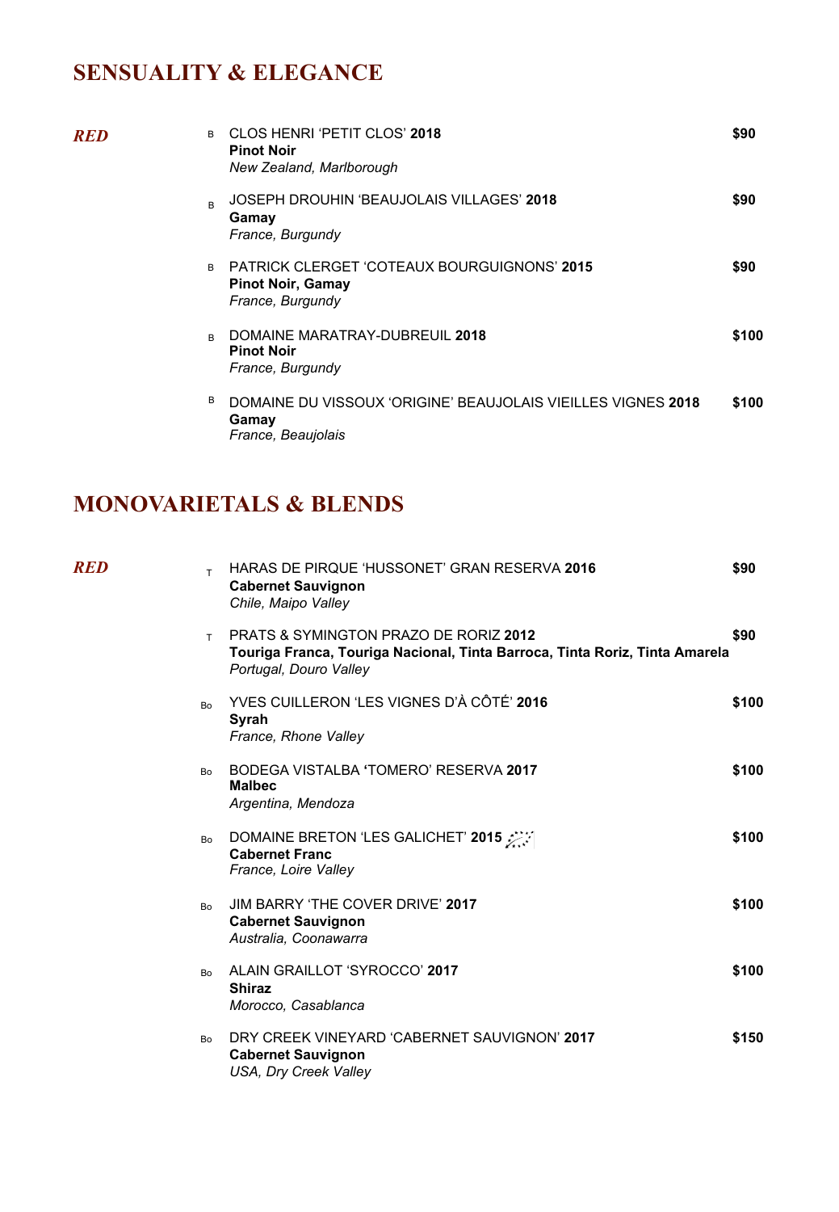## SENSUALITY & ELEGANCE

### *RED*

B CLOS HENRI 'PETIT CLOS' **2018** — **$90**
**Pinot Noir**
*New Zealand, Marlborough*

B JOSEPH DROUHIN 'BEAUJOLAIS VILLAGES' **2018** — **$90**
**Gamay**
*France, Burgundy*

B PATRICK CLERGET 'COTEAUX BOURGUIGNONS' **2015** — **$90**
**Pinot Noir, Gamay**
*France, Burgundy*

B DOMAINE MARATRAY-DUBREUIL **2018** — **$100**
**Pinot Noir**
*France, Burgundy*

B DOMAINE DU VISSOUX 'ORIGINE' BEAUJOLAIS VIEILLES VIGNES **2018** — **$100**
**Gamay**
*France, Beaujolais*

## MONOVARIETALS & BLENDS

### *RED*

T HARAS DE PIRQUE 'HUSSONET' GRAN RESERVA **2016** — **$90**
**Cabernet Sauvignon**
*Chile, Maipo Valley*

T PRATS & SYMINGTON PRAZO DE RORIZ **2012** — **$90**
**Touriga Franca, Touriga Nacional, Tinta Barroca, Tinta Roriz, Tinta Amarela**
*Portugal, Douro Valley*

Bo YVES CUILLERON 'LES VIGNES D'À CÔTÉ' **2016** — **$100**
**Syrah**
*France, Rhone Valley*

Bo BODEGA VISTALBA **'**TOMERO' RESERVA **2017** — **$100**
**Malbec**
*Argentina, Mendoza*

Bo DOMAINE BRETON 'LES GALICHET' **2015** — **$100**
**Cabernet Franc**
*France, Loire Valley*

Bo JIM BARRY 'THE COVER DRIVE' **2017** — **$100**
**Cabernet Sauvignon**
*Australia, Coonawarra*

Bo ALAIN GRAILLOT 'SYROCCO' **2017** — **$100**
**Shiraz**
*Morocco, Casablanca*

Bo DRY CREEK VINEYARD 'CABERNET SAUVIGNON' **2017** — **$150**
**Cabernet Sauvignon**
*USA, Dry Creek Valley*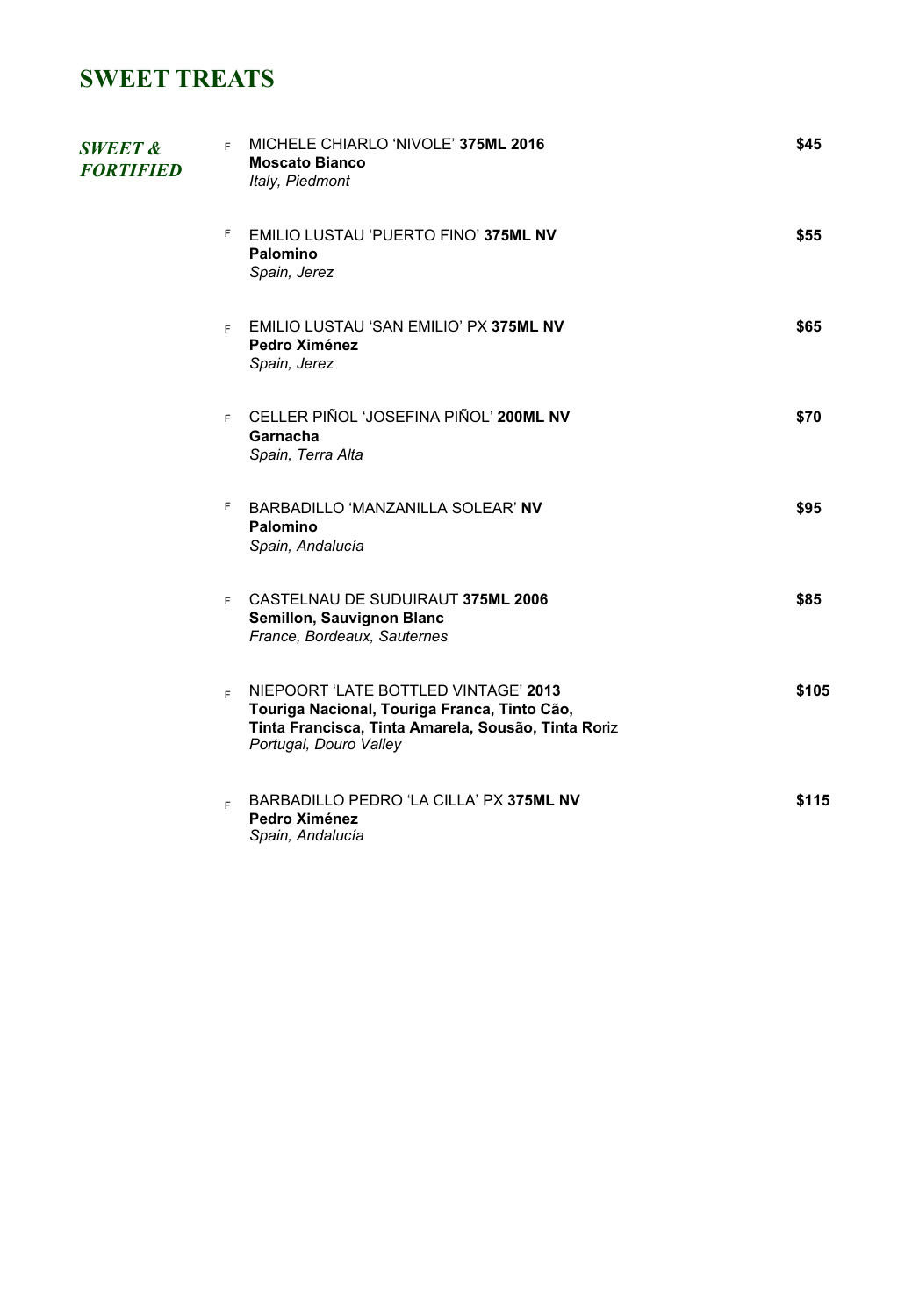# SWEET TREATS

***SWEET & FORTIFIED***

F MICHELE CHIARLO 'NIVOLE' **375ML 2016** **$45**
**Moscato Bianco**
*Italy, Piedmont*

F EMILIO LUSTAU 'PUERTO FINO' **375ML NV** **$55**
**Palomino**
*Spain, Jerez*

F EMILIO LUSTAU 'SAN EMILIO' PX **375ML NV** **$65**
**Pedro Ximénez**
*Spain, Jerez*

F CELLER PIÑOL 'JOSEFINA PIÑOL' **200ML NV** **$70**
**Garnacha**
*Spain, Terra Alta*

F BARBADILLO 'MANZANILLA SOLEAR' **NV** **$95**
**Palomino**
*Spain, Andalucía*

F CASTELNAU DE SUDUIRAUT **375ML 2006** **$85**
**Semillon, Sauvignon Blanc**
*France, Bordeaux, Sauternes*

F NIEPOORT 'LATE BOTTLED VINTAGE' **2013** **$105**
**Touriga Nacional, Touriga Franca, Tinto Cão, Tinta Francisca, Tinta Amarela, Sousão, Tinta Ro**riz
*Portugal, Douro Valley*

F BARBADILLO PEDRO 'LA CILLA' PX **375ML NV** **$115**
**Pedro Ximénez**
*Spain, Andalucía*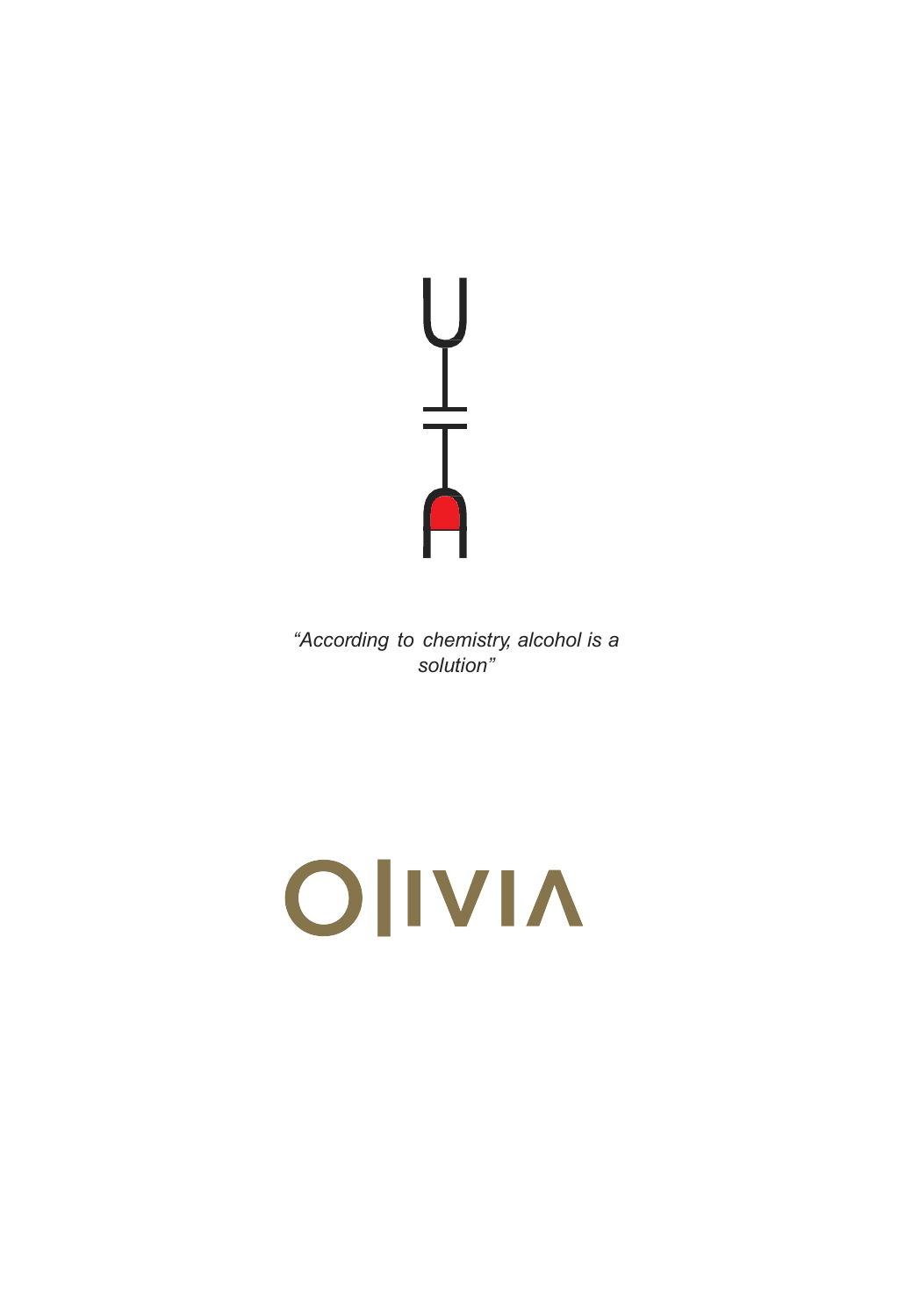*"According to chemistry, alcohol is a solution"*

OLIVIA